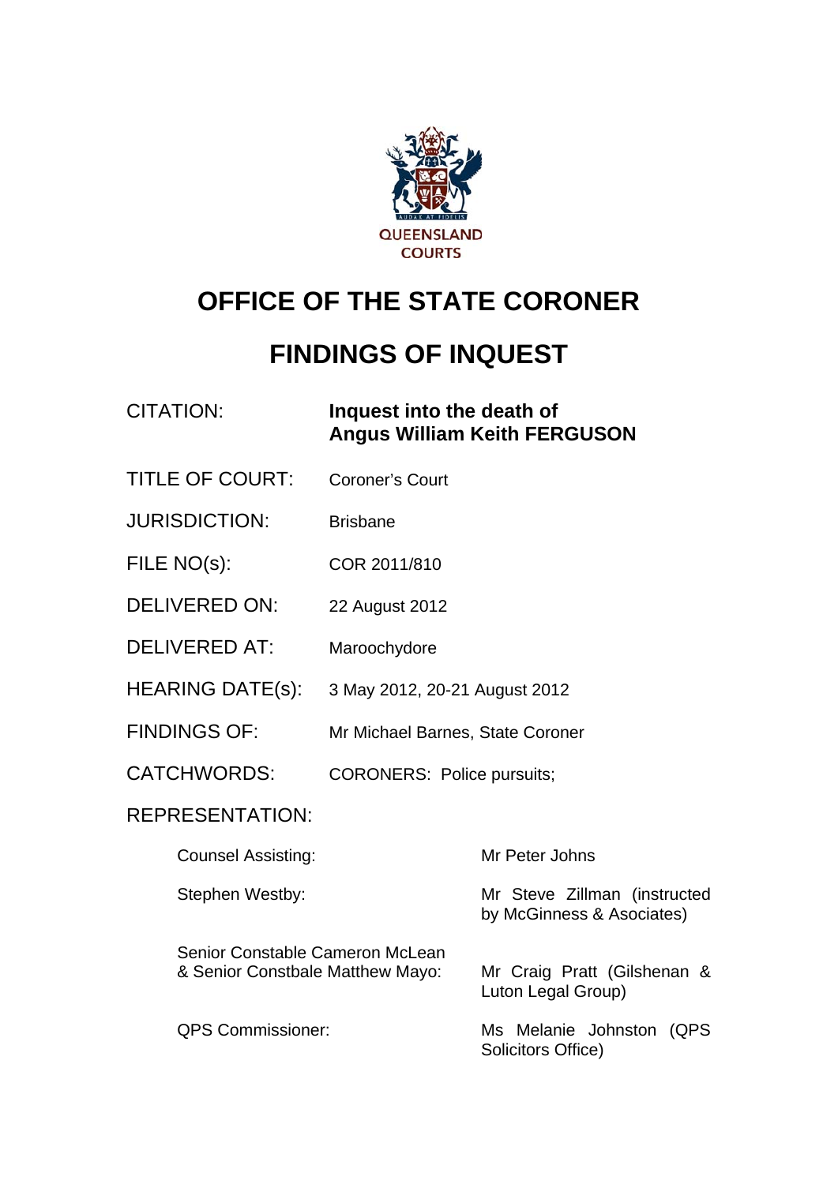QUEENSLAND COURTS

# OFFICE OF THE STATE CORONER

# FINDINGS OF INQUEST

| | |
|---|---|
| CITATION: | **Inquest into the death of Angus William Keith FERGUSON** |
| TITLE OF COURT: | Coroner's Court |
| JURISDICTION: | Brisbane |
| FILE NO(s): | COR 2011/810 |
| DELIVERED ON: | 22 August 2012 |
| DELIVERED AT: | Maroochydore |
| HEARING DATE(s): | 3 May 2012, 20-21 August 2012 |
| FINDINGS OF: | Mr Michael Barnes, State Coroner |
| CATCHWORDS: | CORONERS: Police pursuits; |

REPRESENTATION:

| | |
|---|---|
| Counsel Assisting: | Mr Peter Johns |
| Stephen Westby: | Mr Steve Zillman (instructed by McGinness & Asociates) |
| Senior Constable Cameron McLean & Senior Constbale Matthew Mayo: | Mr Craig Pratt (Gilshenan & Luton Legal Group) |
| QPS Commissioner: | Ms Melanie Johnston (QPS Solicitors Office) |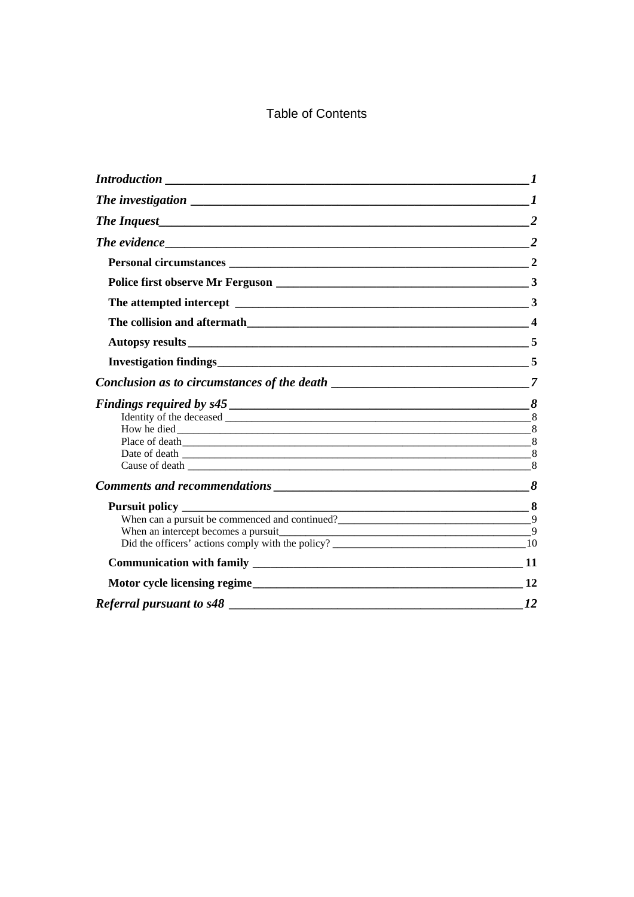# Table of Contents

- *Introduction* — 1
- *The investigation* — 1
- *The Inquest* — 2
- *The evidence* — 2
  - **Personal circumstances** — 2
  - **Police first observe Mr Ferguson** — 3
  - **The attempted intercept** — 3
  - **The collision and aftermath** — 4
  - **Autopsy results** — 5
  - **Investigation findings** — 5
- *Conclusion as to circumstances of the death* — 7
- *Findings required by s45* — 8
  - Identity of the deceased — 8
  - How he died — 8
  - Place of death — 8
  - Date of death — 8
  - Cause of death — 8
- *Comments and recommendations* — 8
  - **Pursuit policy** — 8
    - When can a pursuit be commenced and continued? — 9
    - When an intercept becomes a pursuit — 9
    - Did the officers' actions comply with the policy? — 10
  - **Communication with family** — 11
  - **Motor cycle licensing regime** — 12
- *Referral pursuant to s48* — 12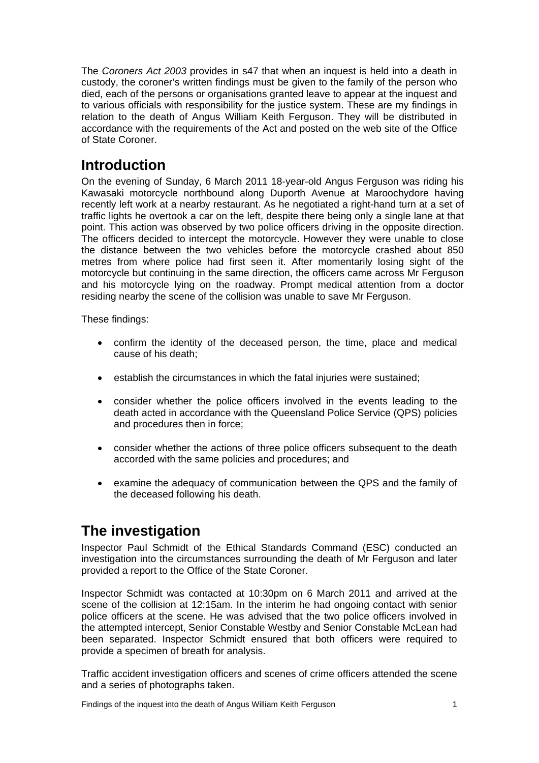The *Coroners Act 2003* provides in s47 that when an inquest is held into a death in custody, the coroner's written findings must be given to the family of the person who died, each of the persons or organisations granted leave to appear at the inquest and to various officials with responsibility for the justice system. These are my findings in relation to the death of Angus William Keith Ferguson. They will be distributed in accordance with the requirements of the Act and posted on the web site of the Office of State Coroner.

## Introduction

On the evening of Sunday, 6 March 2011 18-year-old Angus Ferguson was riding his Kawasaki motorcycle northbound along Duporth Avenue at Maroochydore having recently left work at a nearby restaurant. As he negotiated a right-hand turn at a set of traffic lights he overtook a car on the left, despite there being only a single lane at that point. This action was observed by two police officers driving in the opposite direction. The officers decided to intercept the motorcycle. However they were unable to close the distance between the two vehicles before the motorcycle crashed about 850 metres from where police had first seen it. After momentarily losing sight of the motorcycle but continuing in the same direction, the officers came across Mr Ferguson and his motorcycle lying on the roadway. Prompt medical attention from a doctor residing nearby the scene of the collision was unable to save Mr Ferguson.

These findings:

- confirm the identity of the deceased person, the time, place and medical cause of his death;
- establish the circumstances in which the fatal injuries were sustained;
- consider whether the police officers involved in the events leading to the death acted in accordance with the Queensland Police Service (QPS) policies and procedures then in force;
- consider whether the actions of three police officers subsequent to the death accorded with the same policies and procedures; and
- examine the adequacy of communication between the QPS and the family of the deceased following his death.

## The investigation

Inspector Paul Schmidt of the Ethical Standards Command (ESC) conducted an investigation into the circumstances surrounding the death of Mr Ferguson and later provided a report to the Office of the State Coroner.

Inspector Schmidt was contacted at 10:30pm on 6 March 2011 and arrived at the scene of the collision at 12:15am. In the interim he had ongoing contact with senior police officers at the scene. He was advised that the two police officers involved in the attempted intercept, Senior Constable Westby and Senior Constable McLean had been separated. Inspector Schmidt ensured that both officers were required to provide a specimen of breath for analysis.

Traffic accident investigation officers and scenes of crime officers attended the scene and a series of photographs taken.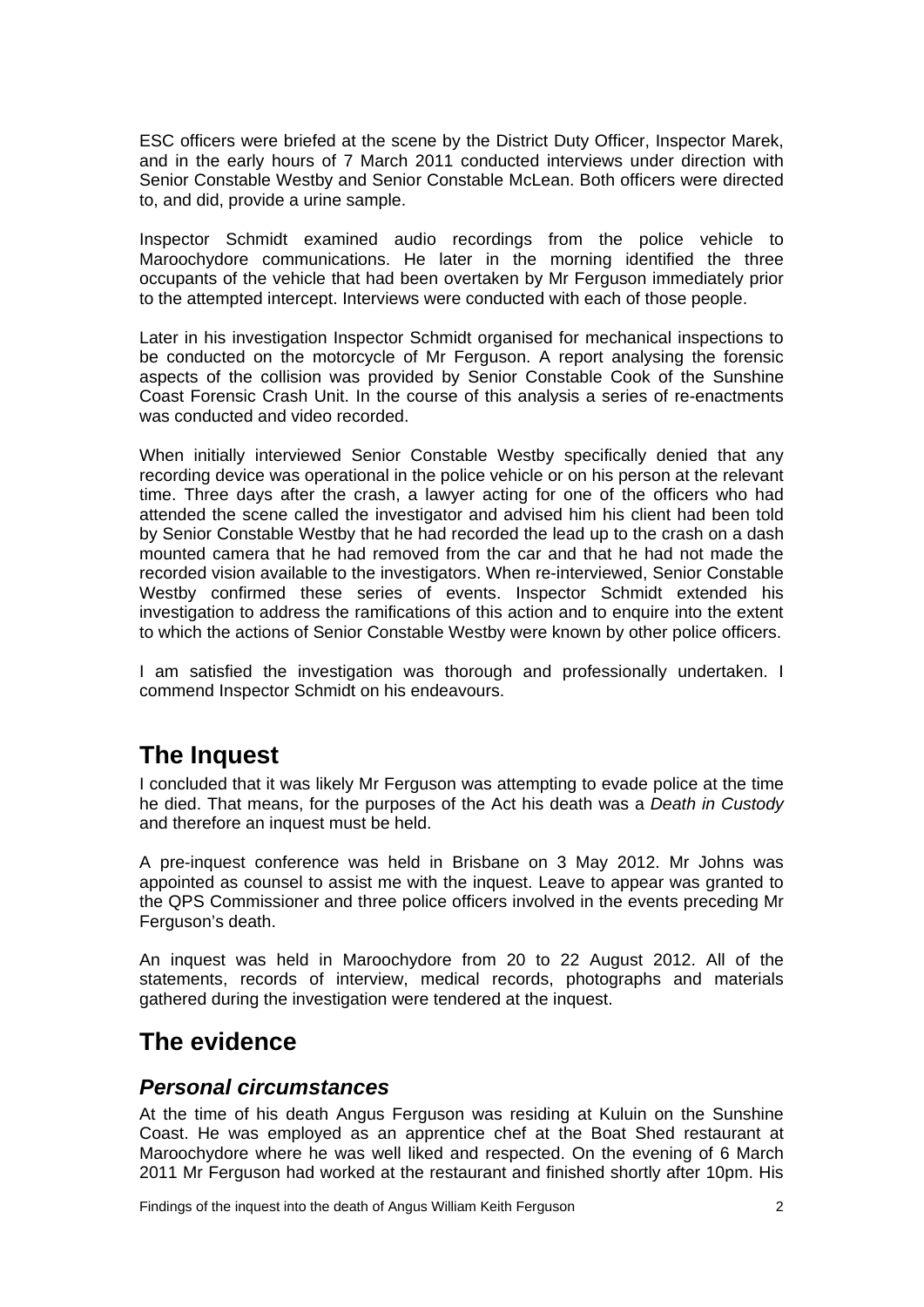ESC officers were briefed at the scene by the District Duty Officer, Inspector Marek, and in the early hours of 7 March 2011 conducted interviews under direction with Senior Constable Westby and Senior Constable McLean. Both officers were directed to, and did, provide a urine sample.

Inspector Schmidt examined audio recordings from the police vehicle to Maroochydore communications. He later in the morning identified the three occupants of the vehicle that had been overtaken by Mr Ferguson immediately prior to the attempted intercept. Interviews were conducted with each of those people.

Later in his investigation Inspector Schmidt organised for mechanical inspections to be conducted on the motorcycle of Mr Ferguson. A report analysing the forensic aspects of the collision was provided by Senior Constable Cook of the Sunshine Coast Forensic Crash Unit. In the course of this analysis a series of re-enactments was conducted and video recorded.

When initially interviewed Senior Constable Westby specifically denied that any recording device was operational in the police vehicle or on his person at the relevant time. Three days after the crash, a lawyer acting for one of the officers who had attended the scene called the investigator and advised him his client had been told by Senior Constable Westby that he had recorded the lead up to the crash on a dash mounted camera that he had removed from the car and that he had not made the recorded vision available to the investigators. When re-interviewed, Senior Constable Westby confirmed these series of events. Inspector Schmidt extended his investigation to address the ramifications of this action and to enquire into the extent to which the actions of Senior Constable Westby were known by other police officers.

I am satisfied the investigation was thorough and professionally undertaken. I commend Inspector Schmidt on his endeavours.

## The Inquest

I concluded that it was likely Mr Ferguson was attempting to evade police at the time he died. That means, for the purposes of the Act his death was a *Death in Custody* and therefore an inquest must be held.

A pre-inquest conference was held in Brisbane on 3 May 2012. Mr Johns was appointed as counsel to assist me with the inquest. Leave to appear was granted to the QPS Commissioner and three police officers involved in the events preceding Mr Ferguson's death.

An inquest was held in Maroochydore from 20 to 22 August 2012. All of the statements, records of interview, medical records, photographs and materials gathered during the investigation were tendered at the inquest.

## The evidence

### *Personal circumstances*

At the time of his death Angus Ferguson was residing at Kuluin on the Sunshine Coast. He was employed as an apprentice chef at the Boat Shed restaurant at Maroochydore where he was well liked and respected. On the evening of 6 March 2011 Mr Ferguson had worked at the restaurant and finished shortly after 10pm. His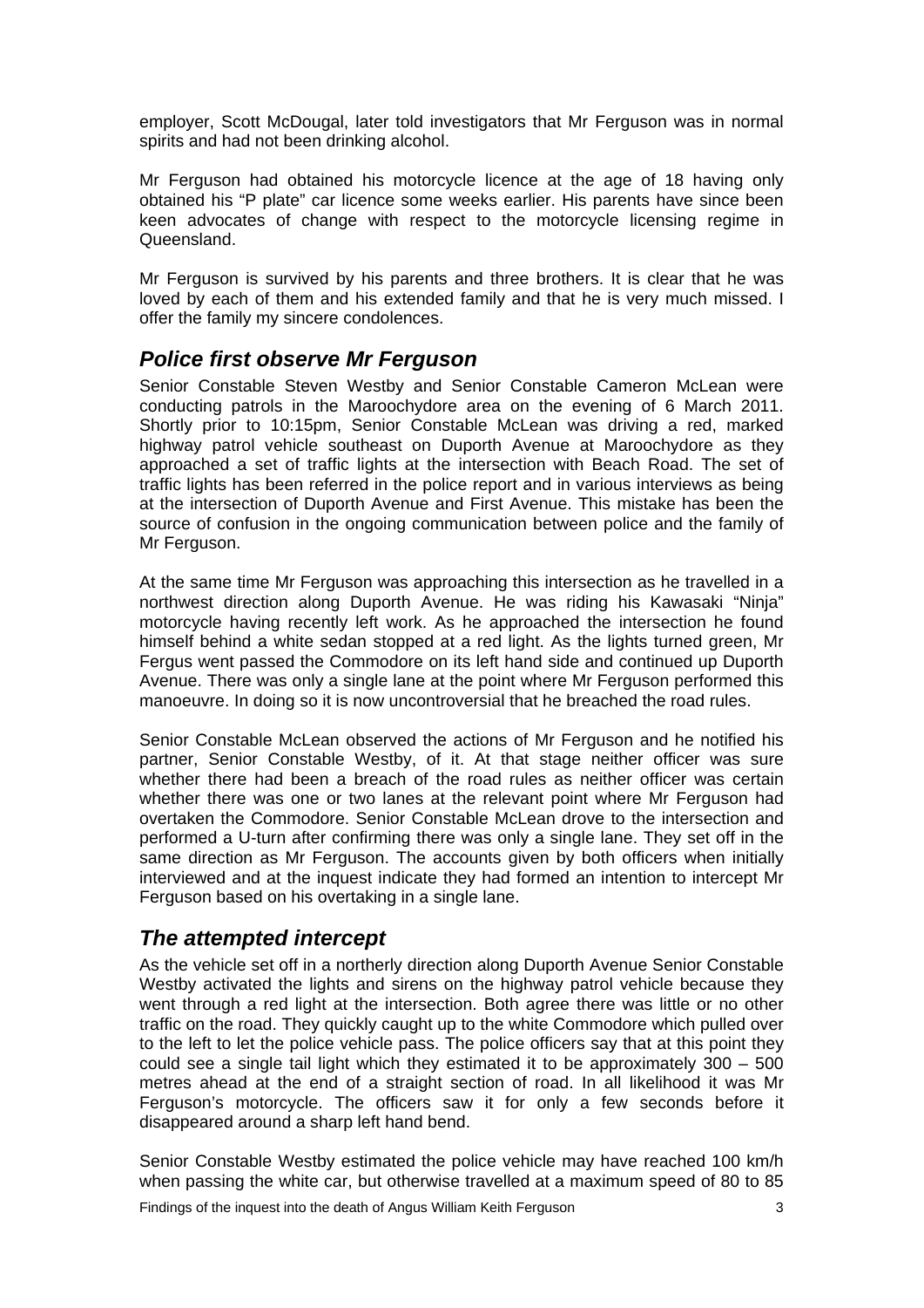employer, Scott McDougal, later told investigators that Mr Ferguson was in normal spirits and had not been drinking alcohol.

Mr Ferguson had obtained his motorcycle licence at the age of 18 having only obtained his "P plate" car licence some weeks earlier. His parents have since been keen advocates of change with respect to the motorcycle licensing regime in Queensland.

Mr Ferguson is survived by his parents and three brothers. It is clear that he was loved by each of them and his extended family and that he is very much missed. I offer the family my sincere condolences.

## *Police first observe Mr Ferguson*

Senior Constable Steven Westby and Senior Constable Cameron McLean were conducting patrols in the Maroochydore area on the evening of 6 March 2011. Shortly prior to 10:15pm, Senior Constable McLean was driving a red, marked highway patrol vehicle southeast on Duporth Avenue at Maroochydore as they approached a set of traffic lights at the intersection with Beach Road. The set of traffic lights has been referred in the police report and in various interviews as being at the intersection of Duporth Avenue and First Avenue. This mistake has been the source of confusion in the ongoing communication between police and the family of Mr Ferguson.

At the same time Mr Ferguson was approaching this intersection as he travelled in a northwest direction along Duporth Avenue. He was riding his Kawasaki "Ninja" motorcycle having recently left work. As he approached the intersection he found himself behind a white sedan stopped at a red light. As the lights turned green, Mr Fergus went passed the Commodore on its left hand side and continued up Duporth Avenue. There was only a single lane at the point where Mr Ferguson performed this manoeuvre. In doing so it is now uncontroversial that he breached the road rules.

Senior Constable McLean observed the actions of Mr Ferguson and he notified his partner, Senior Constable Westby, of it. At that stage neither officer was sure whether there had been a breach of the road rules as neither officer was certain whether there was one or two lanes at the relevant point where Mr Ferguson had overtaken the Commodore. Senior Constable McLean drove to the intersection and performed a U-turn after confirming there was only a single lane. They set off in the same direction as Mr Ferguson. The accounts given by both officers when initially interviewed and at the inquest indicate they had formed an intention to intercept Mr Ferguson based on his overtaking in a single lane.

## *The attempted intercept*

As the vehicle set off in a northerly direction along Duporth Avenue Senior Constable Westby activated the lights and sirens on the highway patrol vehicle because they went through a red light at the intersection. Both agree there was little or no other traffic on the road. They quickly caught up to the white Commodore which pulled over to the left to let the police vehicle pass. The police officers say that at this point they could see a single tail light which they estimated it to be approximately 300 – 500 metres ahead at the end of a straight section of road. In all likelihood it was Mr Ferguson's motorcycle. The officers saw it for only a few seconds before it disappeared around a sharp left hand bend.

Senior Constable Westby estimated the police vehicle may have reached 100 km/h when passing the white car, but otherwise travelled at a maximum speed of 80 to 85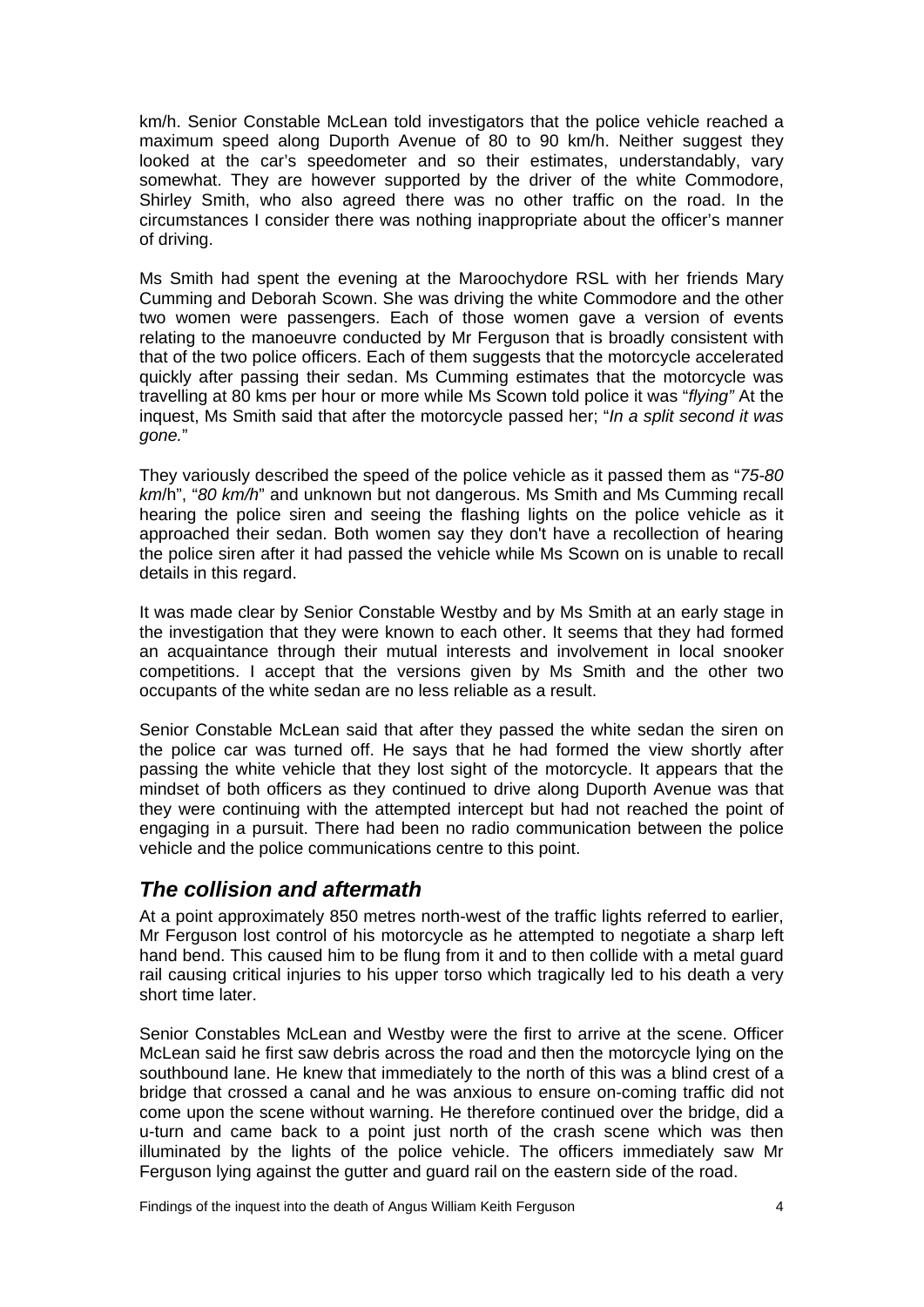km/h. Senior Constable McLean told investigators that the police vehicle reached a maximum speed along Duporth Avenue of 80 to 90 km/h. Neither suggest they looked at the car's speedometer and so their estimates, understandably, vary somewhat. They are however supported by the driver of the white Commodore, Shirley Smith, who also agreed there was no other traffic on the road. In the circumstances I consider there was nothing inappropriate about the officer's manner of driving.

Ms Smith had spent the evening at the Maroochydore RSL with her friends Mary Cumming and Deborah Scown. She was driving the white Commodore and the other two women were passengers. Each of those women gave a version of events relating to the manoeuvre conducted by Mr Ferguson that is broadly consistent with that of the two police officers. Each of them suggests that the motorcycle accelerated quickly after passing their sedan. Ms Cumming estimates that the motorcycle was travelling at 80 kms per hour or more while Ms Scown told police it was "*flying"* At the inquest, Ms Smith said that after the motorcycle passed her; "*In a split second it was gone.*"

They variously described the speed of the police vehicle as it passed them as "*75-80 km*/h", "*80 km/h*" and unknown but not dangerous. Ms Smith and Ms Cumming recall hearing the police siren and seeing the flashing lights on the police vehicle as it approached their sedan. Both women say they don't have a recollection of hearing the police siren after it had passed the vehicle while Ms Scown on is unable to recall details in this regard.

It was made clear by Senior Constable Westby and by Ms Smith at an early stage in the investigation that they were known to each other. It seems that they had formed an acquaintance through their mutual interests and involvement in local snooker competitions. I accept that the versions given by Ms Smith and the other two occupants of the white sedan are no less reliable as a result.

Senior Constable McLean said that after they passed the white sedan the siren on the police car was turned off. He says that he had formed the view shortly after passing the white vehicle that they lost sight of the motorcycle. It appears that the mindset of both officers as they continued to drive along Duporth Avenue was that they were continuing with the attempted intercept but had not reached the point of engaging in a pursuit. There had been no radio communication between the police vehicle and the police communications centre to this point.

## *The collision and aftermath*

At a point approximately 850 metres north-west of the traffic lights referred to earlier, Mr Ferguson lost control of his motorcycle as he attempted to negotiate a sharp left hand bend. This caused him to be flung from it and to then collide with a metal guard rail causing critical injuries to his upper torso which tragically led to his death a very short time later.

Senior Constables McLean and Westby were the first to arrive at the scene. Officer McLean said he first saw debris across the road and then the motorcycle lying on the southbound lane. He knew that immediately to the north of this was a blind crest of a bridge that crossed a canal and he was anxious to ensure on-coming traffic did not come upon the scene without warning. He therefore continued over the bridge, did a u-turn and came back to a point just north of the crash scene which was then illuminated by the lights of the police vehicle. The officers immediately saw Mr Ferguson lying against the gutter and guard rail on the eastern side of the road.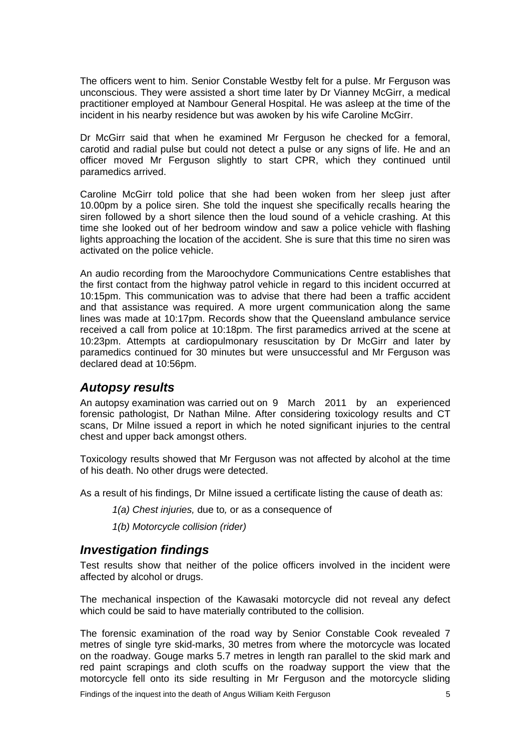The officers went to him. Senior Constable Westby felt for a pulse. Mr Ferguson was unconscious. They were assisted a short time later by Dr Vianney McGirr, a medical practitioner employed at Nambour General Hospital. He was asleep at the time of the incident in his nearby residence but was awoken by his wife Caroline McGirr.

Dr McGirr said that when he examined Mr Ferguson he checked for a femoral, carotid and radial pulse but could not detect a pulse or any signs of life. He and an officer moved Mr Ferguson slightly to start CPR, which they continued until paramedics arrived.

Caroline McGirr told police that she had been woken from her sleep just after 10.00pm by a police siren. She told the inquest she specifically recalls hearing the siren followed by a short silence then the loud sound of a vehicle crashing. At this time she looked out of her bedroom window and saw a police vehicle with flashing lights approaching the location of the accident. She is sure that this time no siren was activated on the police vehicle.

An audio recording from the Maroochydore Communications Centre establishes that the first contact from the highway patrol vehicle in regard to this incident occurred at 10:15pm. This communication was to advise that there had been a traffic accident and that assistance was required. A more urgent communication along the same lines was made at 10:17pm. Records show that the Queensland ambulance service received a call from police at 10:18pm. The first paramedics arrived at the scene at 10:23pm. Attempts at cardiopulmonary resuscitation by Dr McGirr and later by paramedics continued for 30 minutes but were unsuccessful and Mr Ferguson was declared dead at 10:56pm.

## *Autopsy results*

An autopsy examination was carried out on 9 March 2011 by an experienced forensic pathologist, Dr Nathan Milne. After considering toxicology results and CT scans, Dr Milne issued a report in which he noted significant injuries to the central chest and upper back amongst others.

Toxicology results showed that Mr Ferguson was not affected by alcohol at the time of his death. No other drugs were detected.

As a result of his findings, Dr Milne issued a certificate listing the cause of death as:

> *1(a) Chest injuries,* due to*,* or as a consequence of
>
> *1(b) Motorcycle collision (rider)*

## *Investigation findings*

Test results show that neither of the police officers involved in the incident were affected by alcohol or drugs.

The mechanical inspection of the Kawasaki motorcycle did not reveal any defect which could be said to have materially contributed to the collision.

The forensic examination of the road way by Senior Constable Cook revealed 7 metres of single tyre skid-marks, 30 metres from where the motorcycle was located on the roadway. Gouge marks 5.7 metres in length ran parallel to the skid mark and red paint scrapings and cloth scuffs on the roadway support the view that the motorcycle fell onto its side resulting in Mr Ferguson and the motorcycle sliding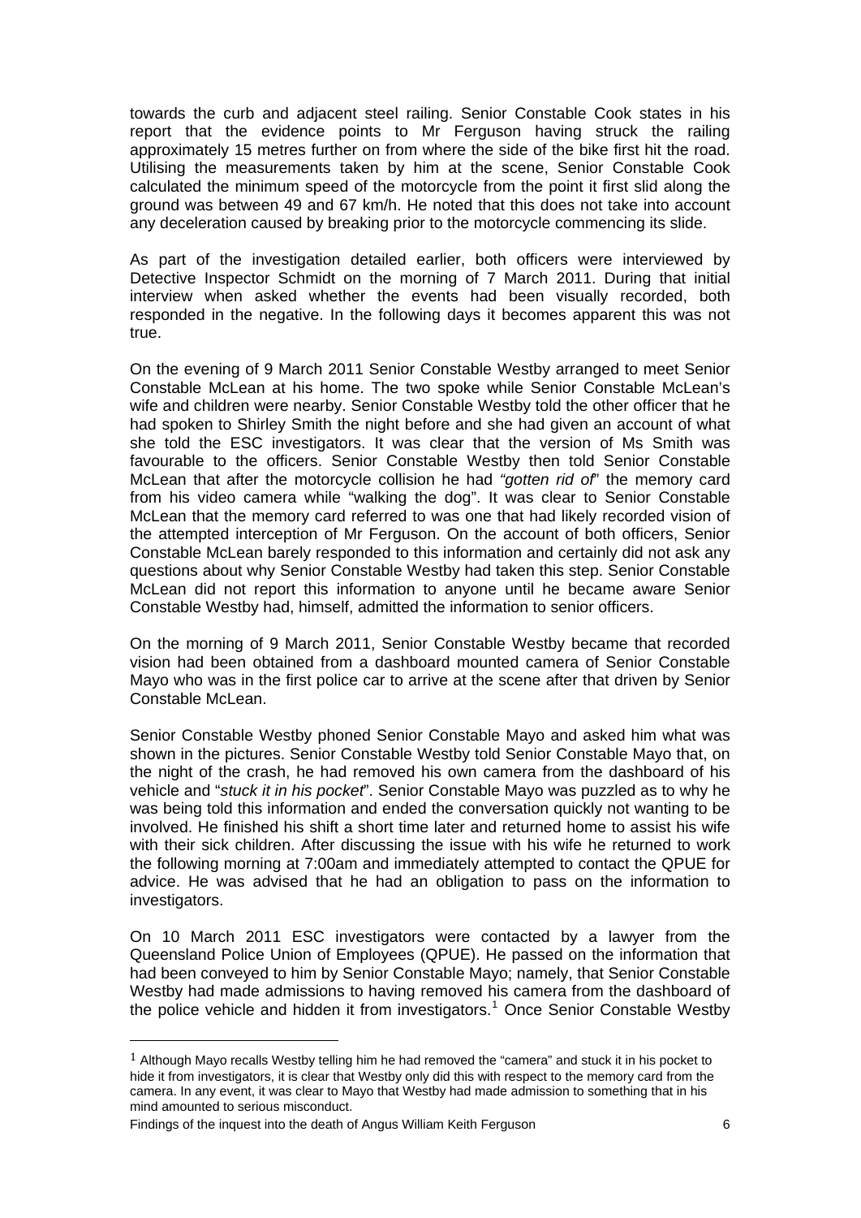towards the curb and adjacent steel railing. Senior Constable Cook states in his report that the evidence points to Mr Ferguson having struck the railing approximately 15 metres further on from where the side of the bike first hit the road. Utilising the measurements taken by him at the scene, Senior Constable Cook calculated the minimum speed of the motorcycle from the point it first slid along the ground was between 49 and 67 km/h. He noted that this does not take into account any deceleration caused by breaking prior to the motorcycle commencing its slide.

As part of the investigation detailed earlier, both officers were interviewed by Detective Inspector Schmidt on the morning of 7 March 2011. During that initial interview when asked whether the events had been visually recorded, both responded in the negative. In the following days it becomes apparent this was not true.

On the evening of 9 March 2011 Senior Constable Westby arranged to meet Senior Constable McLean at his home. The two spoke while Senior Constable McLean's wife and children were nearby. Senior Constable Westby told the other officer that he had spoken to Shirley Smith the night before and she had given an account of what she told the ESC investigators. It was clear that the version of Ms Smith was favourable to the officers. Senior Constable Westby then told Senior Constable McLean that after the motorcycle collision he had *"gotten rid of"* the memory card from his video camera while "walking the dog". It was clear to Senior Constable McLean that the memory card referred to was one that had likely recorded vision of the attempted interception of Mr Ferguson. On the account of both officers, Senior Constable McLean barely responded to this information and certainly did not ask any questions about why Senior Constable Westby had taken this step. Senior Constable McLean did not report this information to anyone until he became aware Senior Constable Westby had, himself, admitted the information to senior officers.

On the morning of 9 March 2011, Senior Constable Westby became that recorded vision had been obtained from a dashboard mounted camera of Senior Constable Mayo who was in the first police car to arrive at the scene after that driven by Senior Constable McLean.

Senior Constable Westby phoned Senior Constable Mayo and asked him what was shown in the pictures. Senior Constable Westby told Senior Constable Mayo that, on the night of the crash, he had removed his own camera from the dashboard of his vehicle and "*stuck it in his pocket*". Senior Constable Mayo was puzzled as to why he was being told this information and ended the conversation quickly not wanting to be involved. He finished his shift a short time later and returned home to assist his wife with their sick children. After discussing the issue with his wife he returned to work the following morning at 7:00am and immediately attempted to contact the QPUE for advice. He was advised that he had an obligation to pass on the information to investigators.

On 10 March 2011 ESC investigators were contacted by a lawyer from the Queensland Police Union of Employees (QPUE). He passed on the information that had been conveyed to him by Senior Constable Mayo; namely, that Senior Constable Westby had made admissions to having removed his camera from the dashboard of the police vehicle and hidden it from investigators.[1] Once Senior Constable Westby

---

[1] Although Mayo recalls Westby telling him he had removed the "camera" and stuck it in his pocket to hide it from investigators, it is clear that Westby only did this with respect to the memory card from the camera. In any event, it was clear to Mayo that Westby had made admission to something that in his mind amounted to serious misconduct.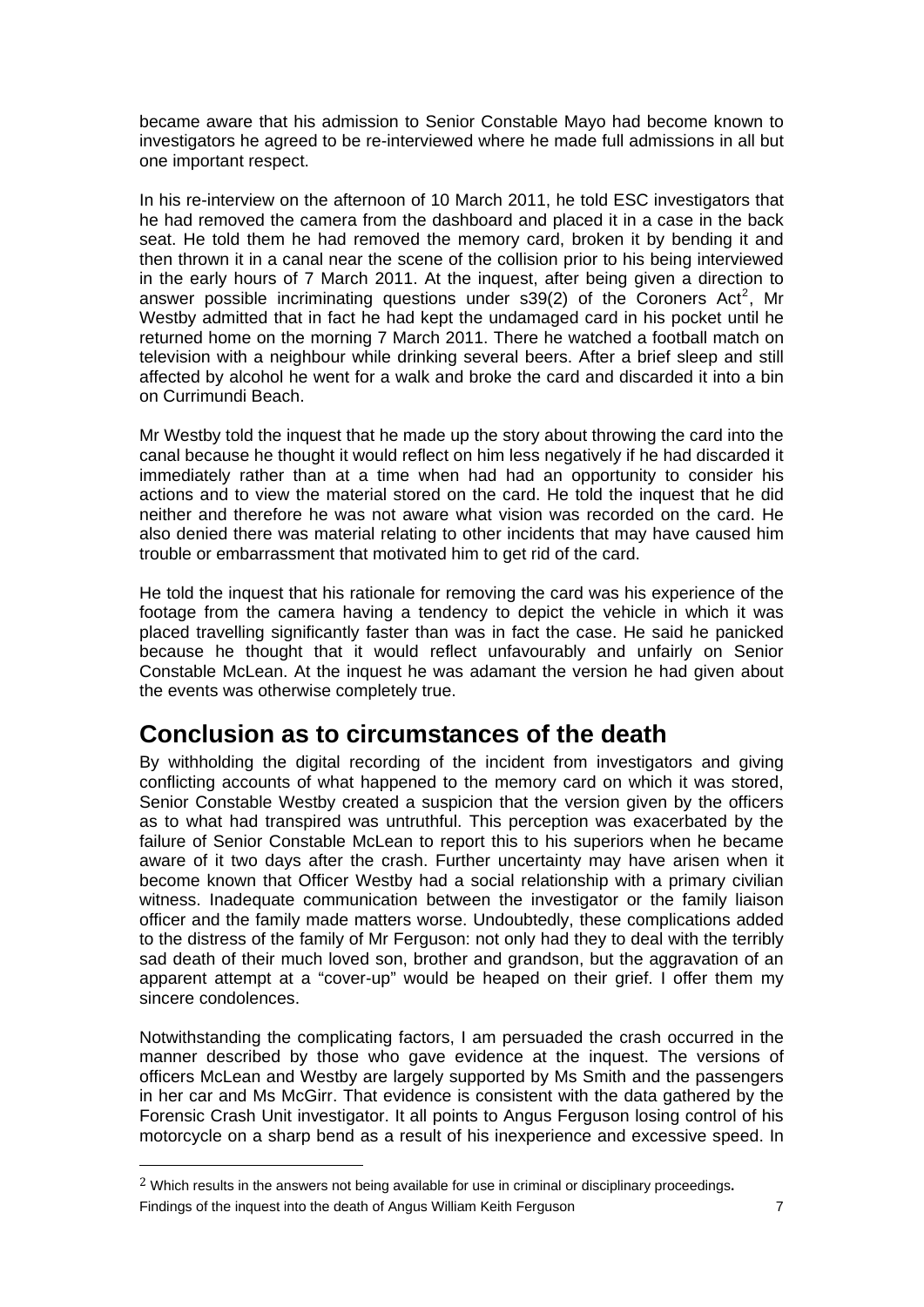became aware that his admission to Senior Constable Mayo had become known to investigators he agreed to be re-interviewed where he made full admissions in all but one important respect.

In his re-interview on the afternoon of 10 March 2011, he told ESC investigators that he had removed the camera from the dashboard and placed it in a case in the back seat. He told them he had removed the memory card, broken it by bending it and then thrown it in a canal near the scene of the collision prior to his being interviewed in the early hours of 7 March 2011. At the inquest, after being given a direction to answer possible incriminating questions under s39(2) of the Coroners Act[2], Mr Westby admitted that in fact he had kept the undamaged card in his pocket until he returned home on the morning 7 March 2011. There he watched a football match on television with a neighbour while drinking several beers. After a brief sleep and still affected by alcohol he went for a walk and broke the card and discarded it into a bin on Currimundi Beach.

Mr Westby told the inquest that he made up the story about throwing the card into the canal because he thought it would reflect on him less negatively if he had discarded it immediately rather than at a time when had had an opportunity to consider his actions and to view the material stored on the card. He told the inquest that he did neither and therefore he was not aware what vision was recorded on the card. He also denied there was material relating to other incidents that may have caused him trouble or embarrassment that motivated him to get rid of the card.

He told the inquest that his rationale for removing the card was his experience of the footage from the camera having a tendency to depict the vehicle in which it was placed travelling significantly faster than was in fact the case. He said he panicked because he thought that it would reflect unfavourably and unfairly on Senior Constable McLean. At the inquest he was adamant the version he had given about the events was otherwise completely true.

## Conclusion as to circumstances of the death

By withholding the digital recording of the incident from investigators and giving conflicting accounts of what happened to the memory card on which it was stored, Senior Constable Westby created a suspicion that the version given by the officers as to what had transpired was untruthful. This perception was exacerbated by the failure of Senior Constable McLean to report this to his superiors when he became aware of it two days after the crash. Further uncertainty may have arisen when it become known that Officer Westby had a social relationship with a primary civilian witness. Inadequate communication between the investigator or the family liaison officer and the family made matters worse. Undoubtedly, these complications added to the distress of the family of Mr Ferguson: not only had they to deal with the terribly sad death of their much loved son, brother and grandson, but the aggravation of an apparent attempt at a "cover-up" would be heaped on their grief. I offer them my sincere condolences.

Notwithstanding the complicating factors, I am persuaded the crash occurred in the manner described by those who gave evidence at the inquest. The versions of officers McLean and Westby are largely supported by Ms Smith and the passengers in her car and Ms McGirr. That evidence is consistent with the data gathered by the Forensic Crash Unit investigator. It all points to Angus Ferguson losing control of his motorcycle on a sharp bend as a result of his inexperience and excessive speed. In

---

[2] Which results in the answers not being available for use in criminal or disciplinary proceedings.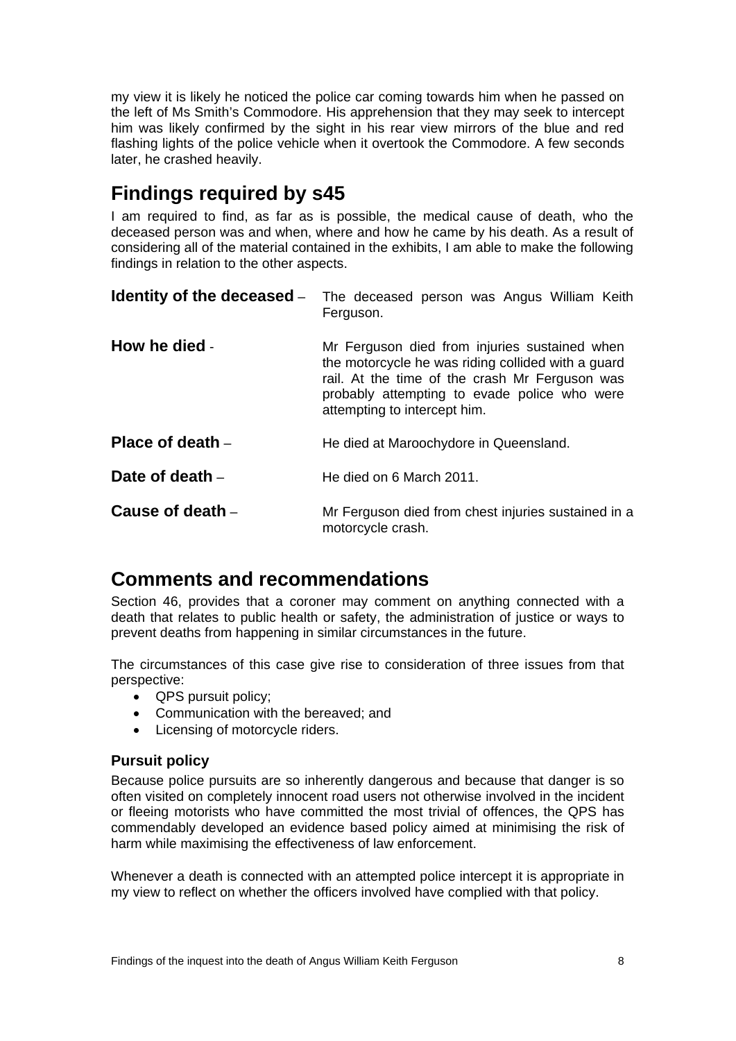my view it is likely he noticed the police car coming towards him when he passed on the left of Ms Smith's Commodore. His apprehension that they may seek to intercept him was likely confirmed by the sight in his rear view mirrors of the blue and red flashing lights of the police vehicle when it overtook the Commodore. A few seconds later, he crashed heavily.

## Findings required by s45

I am required to find, as far as is possible, the medical cause of death, who the deceased person was and when, where and how he came by his death. As a result of considering all of the material contained in the exhibits, I am able to make the following findings in relation to the other aspects.

**Identity of the deceased** – The deceased person was Angus William Keith Ferguson.

**How he died** - Mr Ferguson died from injuries sustained when the motorcycle he was riding collided with a guard rail. At the time of the crash Mr Ferguson was probably attempting to evade police who were attempting to intercept him.

**Place of death** – He died at Maroochydore in Queensland.

**Date of death** – He died on 6 March 2011.

**Cause of death** – Mr Ferguson died from chest injuries sustained in a motorcycle crash.

## Comments and recommendations

Section 46, provides that a coroner may comment on anything connected with a death that relates to public health or safety, the administration of justice or ways to prevent deaths from happening in similar circumstances in the future.

The circumstances of this case give rise to consideration of three issues from that perspective:

- QPS pursuit policy;
- Communication with the bereaved; and
- Licensing of motorcycle riders.

### Pursuit policy

Because police pursuits are so inherently dangerous and because that danger is so often visited on completely innocent road users not otherwise involved in the incident or fleeing motorists who have committed the most trivial of offences, the QPS has commendably developed an evidence based policy aimed at minimising the risk of harm while maximising the effectiveness of law enforcement.

Whenever a death is connected with an attempted police intercept it is appropriate in my view to reflect on whether the officers involved have complied with that policy.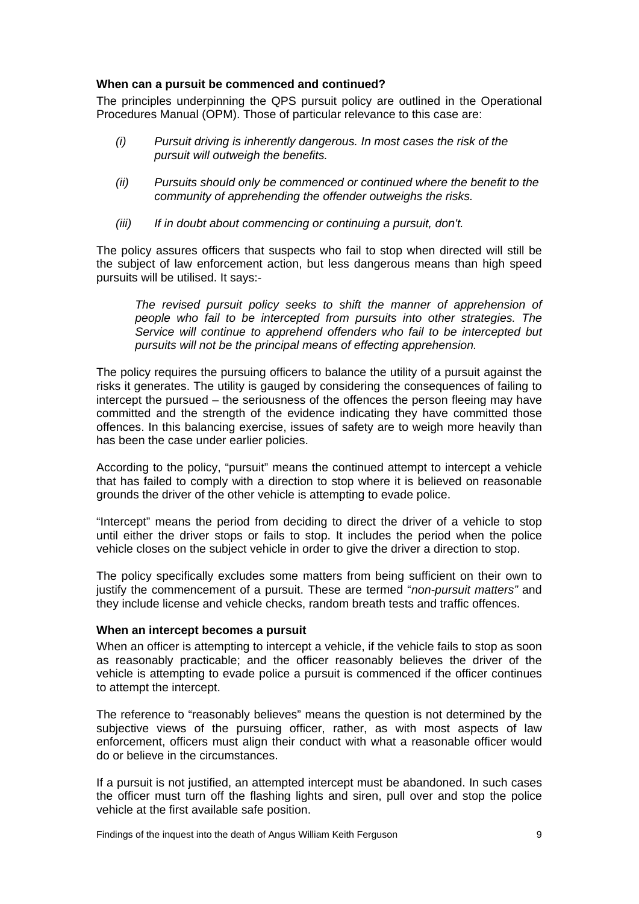**When can a pursuit be commenced and continued?**

The principles underpinning the QPS pursuit policy are outlined in the Operational Procedures Manual (OPM). Those of particular relevance to this case are:

(i) *Pursuit driving is inherently dangerous. In most cases the risk of the pursuit will outweigh the benefits.*

(ii) *Pursuits should only be commenced or continued where the benefit to the community of apprehending the offender outweighs the risks.*

(iii) *If in doubt about commencing or continuing a pursuit, don't.*

The policy assures officers that suspects who fail to stop when directed will still be the subject of law enforcement action, but less dangerous means than high speed pursuits will be utilised. It says:-

> *The revised pursuit policy seeks to shift the manner of apprehension of people who fail to be intercepted from pursuits into other strategies. The Service will continue to apprehend offenders who fail to be intercepted but pursuits will not be the principal means of effecting apprehension.*

The policy requires the pursuing officers to balance the utility of a pursuit against the risks it generates. The utility is gauged by considering the consequences of failing to intercept the pursued – the seriousness of the offences the person fleeing may have committed and the strength of the evidence indicating they have committed those offences. In this balancing exercise, issues of safety are to weigh more heavily than has been the case under earlier policies.

According to the policy, "pursuit" means the continued attempt to intercept a vehicle that has failed to comply with a direction to stop where it is believed on reasonable grounds the driver of the other vehicle is attempting to evade police.

"Intercept" means the period from deciding to direct the driver of a vehicle to stop until either the driver stops or fails to stop. It includes the period when the police vehicle closes on the subject vehicle in order to give the driver a direction to stop.

The policy specifically excludes some matters from being sufficient on their own to justify the commencement of a pursuit. These are termed "*non-pursuit matters"* and they include license and vehicle checks, random breath tests and traffic offences.

**When an intercept becomes a pursuit**

When an officer is attempting to intercept a vehicle, if the vehicle fails to stop as soon as reasonably practicable; and the officer reasonably believes the driver of the vehicle is attempting to evade police a pursuit is commenced if the officer continues to attempt the intercept.

The reference to "reasonably believes" means the question is not determined by the subjective views of the pursuing officer, rather, as with most aspects of law enforcement, officers must align their conduct with what a reasonable officer would do or believe in the circumstances.

If a pursuit is not justified, an attempted intercept must be abandoned. In such cases the officer must turn off the flashing lights and siren, pull over and stop the police vehicle at the first available safe position.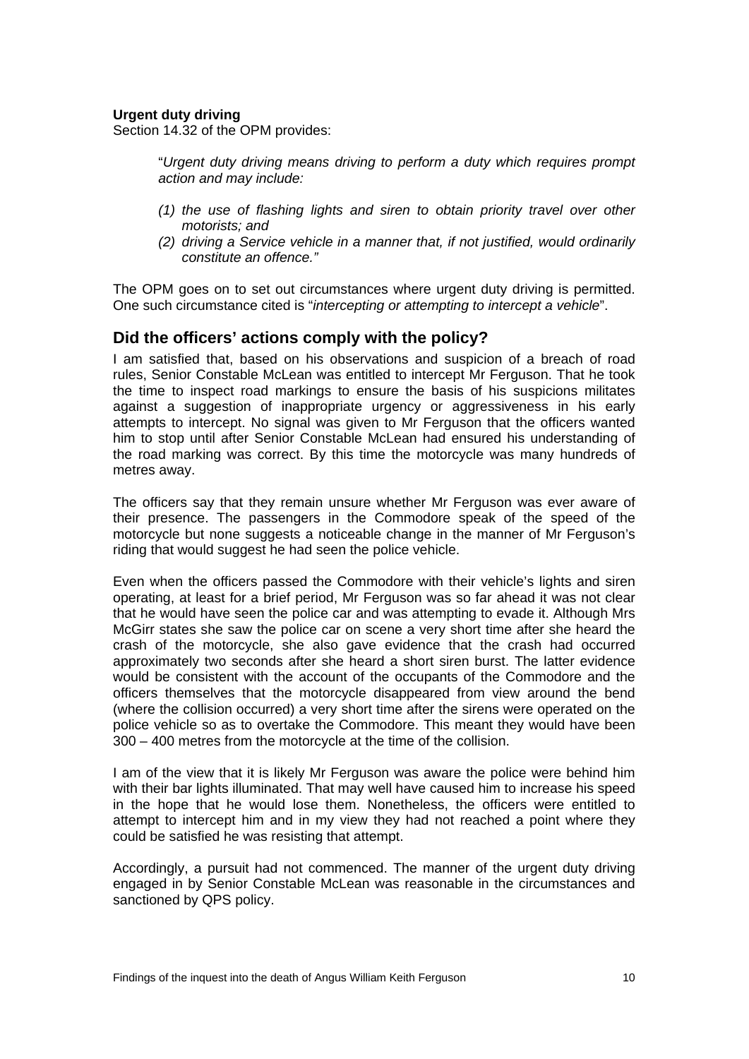**Urgent duty driving**

Section 14.32 of the OPM provides:

> "*Urgent duty driving means driving to perform a duty which requires prompt action and may include:*
>
> *(1) the use of flashing lights and siren to obtain priority travel over other motorists; and*
>
> *(2) driving a Service vehicle in a manner that, if not justified, would ordinarily constitute an offence."*

The OPM goes on to set out circumstances where urgent duty driving is permitted. One such circumstance cited is "*intercepting or attempting to intercept a vehicle*".

## Did the officers' actions comply with the policy?

I am satisfied that, based on his observations and suspicion of a breach of road rules, Senior Constable McLean was entitled to intercept Mr Ferguson. That he took the time to inspect road markings to ensure the basis of his suspicions militates against a suggestion of inappropriate urgency or aggressiveness in his early attempts to intercept. No signal was given to Mr Ferguson that the officers wanted him to stop until after Senior Constable McLean had ensured his understanding of the road marking was correct. By this time the motorcycle was many hundreds of metres away.

The officers say that they remain unsure whether Mr Ferguson was ever aware of their presence. The passengers in the Commodore speak of the speed of the motorcycle but none suggests a noticeable change in the manner of Mr Ferguson's riding that would suggest he had seen the police vehicle.

Even when the officers passed the Commodore with their vehicle's lights and siren operating, at least for a brief period, Mr Ferguson was so far ahead it was not clear that he would have seen the police car and was attempting to evade it. Although Mrs McGirr states she saw the police car on scene a very short time after she heard the crash of the motorcycle, she also gave evidence that the crash had occurred approximately two seconds after she heard a short siren burst. The latter evidence would be consistent with the account of the occupants of the Commodore and the officers themselves that the motorcycle disappeared from view around the bend (where the collision occurred) a very short time after the sirens were operated on the police vehicle so as to overtake the Commodore. This meant they would have been 300 – 400 metres from the motorcycle at the time of the collision.

I am of the view that it is likely Mr Ferguson was aware the police were behind him with their bar lights illuminated. That may well have caused him to increase his speed in the hope that he would lose them. Nonetheless, the officers were entitled to attempt to intercept him and in my view they had not reached a point where they could be satisfied he was resisting that attempt.

Accordingly, a pursuit had not commenced. The manner of the urgent duty driving engaged in by Senior Constable McLean was reasonable in the circumstances and sanctioned by QPS policy.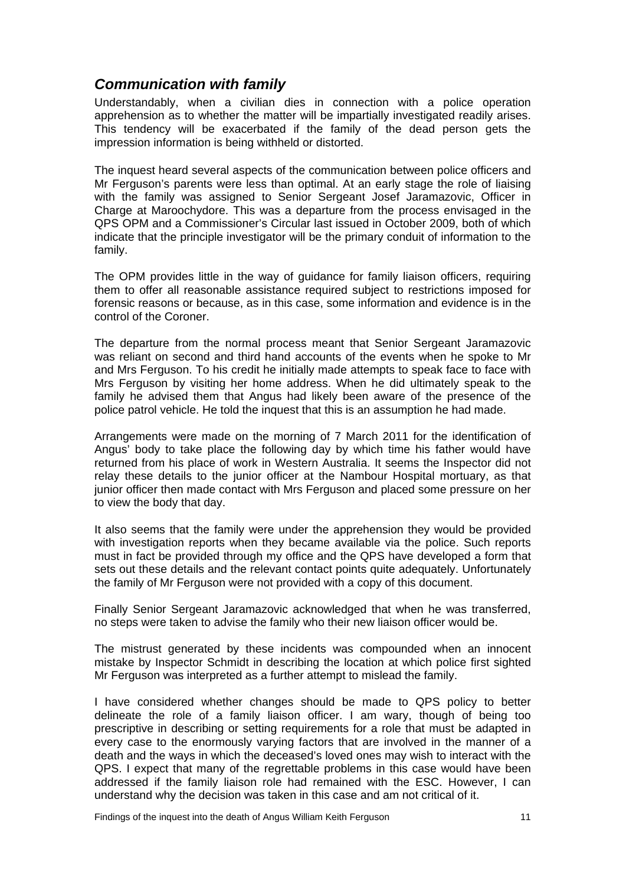## *Communication with family*

Understandably, when a civilian dies in connection with a police operation apprehension as to whether the matter will be impartially investigated readily arises. This tendency will be exacerbated if the family of the dead person gets the impression information is being withheld or distorted.

The inquest heard several aspects of the communication between police officers and Mr Ferguson's parents were less than optimal. At an early stage the role of liaising with the family was assigned to Senior Sergeant Josef Jaramazovic, Officer in Charge at Maroochydore. This was a departure from the process envisaged in the QPS OPM and a Commissioner's Circular last issued in October 2009, both of which indicate that the principle investigator will be the primary conduit of information to the family.

The OPM provides little in the way of guidance for family liaison officers, requiring them to offer all reasonable assistance required subject to restrictions imposed for forensic reasons or because, as in this case, some information and evidence is in the control of the Coroner.

The departure from the normal process meant that Senior Sergeant Jaramazovic was reliant on second and third hand accounts of the events when he spoke to Mr and Mrs Ferguson. To his credit he initially made attempts to speak face to face with Mrs Ferguson by visiting her home address. When he did ultimately speak to the family he advised them that Angus had likely been aware of the presence of the police patrol vehicle. He told the inquest that this is an assumption he had made.

Arrangements were made on the morning of 7 March 2011 for the identification of Angus' body to take place the following day by which time his father would have returned from his place of work in Western Australia. It seems the Inspector did not relay these details to the junior officer at the Nambour Hospital mortuary, as that junior officer then made contact with Mrs Ferguson and placed some pressure on her to view the body that day.

It also seems that the family were under the apprehension they would be provided with investigation reports when they became available via the police. Such reports must in fact be provided through my office and the QPS have developed a form that sets out these details and the relevant contact points quite adequately. Unfortunately the family of Mr Ferguson were not provided with a copy of this document.

Finally Senior Sergeant Jaramazovic acknowledged that when he was transferred, no steps were taken to advise the family who their new liaison officer would be.

The mistrust generated by these incidents was compounded when an innocent mistake by Inspector Schmidt in describing the location at which police first sighted Mr Ferguson was interpreted as a further attempt to mislead the family.

I have considered whether changes should be made to QPS policy to better delineate the role of a family liaison officer. I am wary, though of being too prescriptive in describing or setting requirements for a role that must be adapted in every case to the enormously varying factors that are involved in the manner of a death and the ways in which the deceased's loved ones may wish to interact with the QPS. I expect that many of the regrettable problems in this case would have been addressed if the family liaison role had remained with the ESC. However, I can understand why the decision was taken in this case and am not critical of it.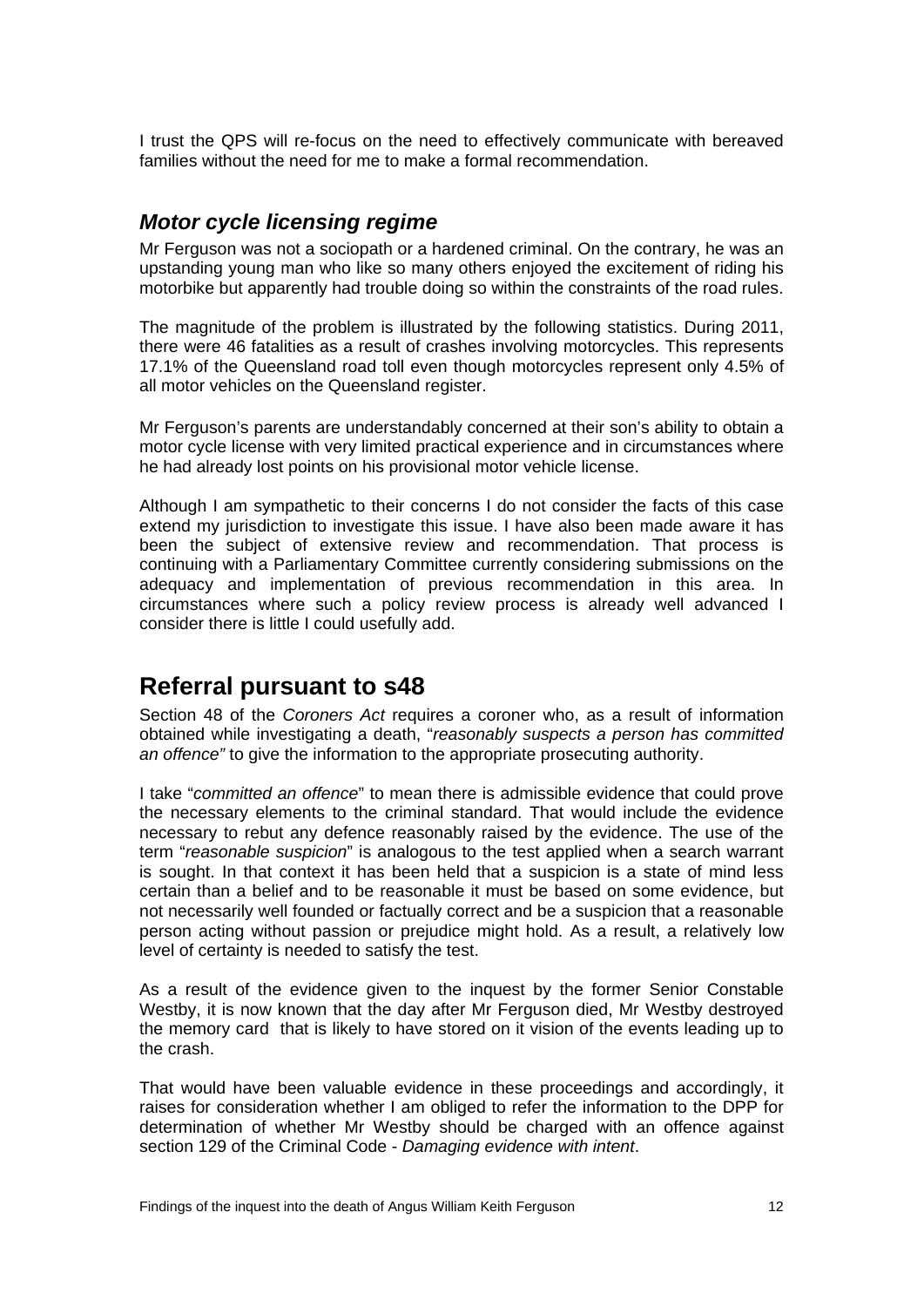I trust the QPS will re-focus on the need to effectively communicate with bereaved families without the need for me to make a formal recommendation.

### *Motor cycle licensing regime*

Mr Ferguson was not a sociopath or a hardened criminal. On the contrary, he was an upstanding young man who like so many others enjoyed the excitement of riding his motorbike but apparently had trouble doing so within the constraints of the road rules.

The magnitude of the problem is illustrated by the following statistics. During 2011, there were 46 fatalities as a result of crashes involving motorcycles. This represents 17.1% of the Queensland road toll even though motorcycles represent only 4.5% of all motor vehicles on the Queensland register.

Mr Ferguson's parents are understandably concerned at their son's ability to obtain a motor cycle license with very limited practical experience and in circumstances where he had already lost points on his provisional motor vehicle license.

Although I am sympathetic to their concerns I do not consider the facts of this case extend my jurisdiction to investigate this issue. I have also been made aware it has been the subject of extensive review and recommendation. That process is continuing with a Parliamentary Committee currently considering submissions on the adequacy and implementation of previous recommendation in this area. In circumstances where such a policy review process is already well advanced I consider there is little I could usefully add.

## Referral pursuant to s48

Section 48 of the *Coroners Act* requires a coroner who, as a result of information obtained while investigating a death, "*reasonably suspects a person has committed an offence"* to give the information to the appropriate prosecuting authority.

I take "*committed an offence*" to mean there is admissible evidence that could prove the necessary elements to the criminal standard. That would include the evidence necessary to rebut any defence reasonably raised by the evidence. The use of the term "*reasonable suspicion*" is analogous to the test applied when a search warrant is sought. In that context it has been held that a suspicion is a state of mind less certain than a belief and to be reasonable it must be based on some evidence, but not necessarily well founded or factually correct and be a suspicion that a reasonable person acting without passion or prejudice might hold. As a result, a relatively low level of certainty is needed to satisfy the test.

As a result of the evidence given to the inquest by the former Senior Constable Westby, it is now known that the day after Mr Ferguson died, Mr Westby destroyed the memory card that is likely to have stored on it vision of the events leading up to the crash.

That would have been valuable evidence in these proceedings and accordingly, it raises for consideration whether I am obliged to refer the information to the DPP for determination of whether Mr Westby should be charged with an offence against section 129 of the Criminal Code - *Damaging evidence with intent*.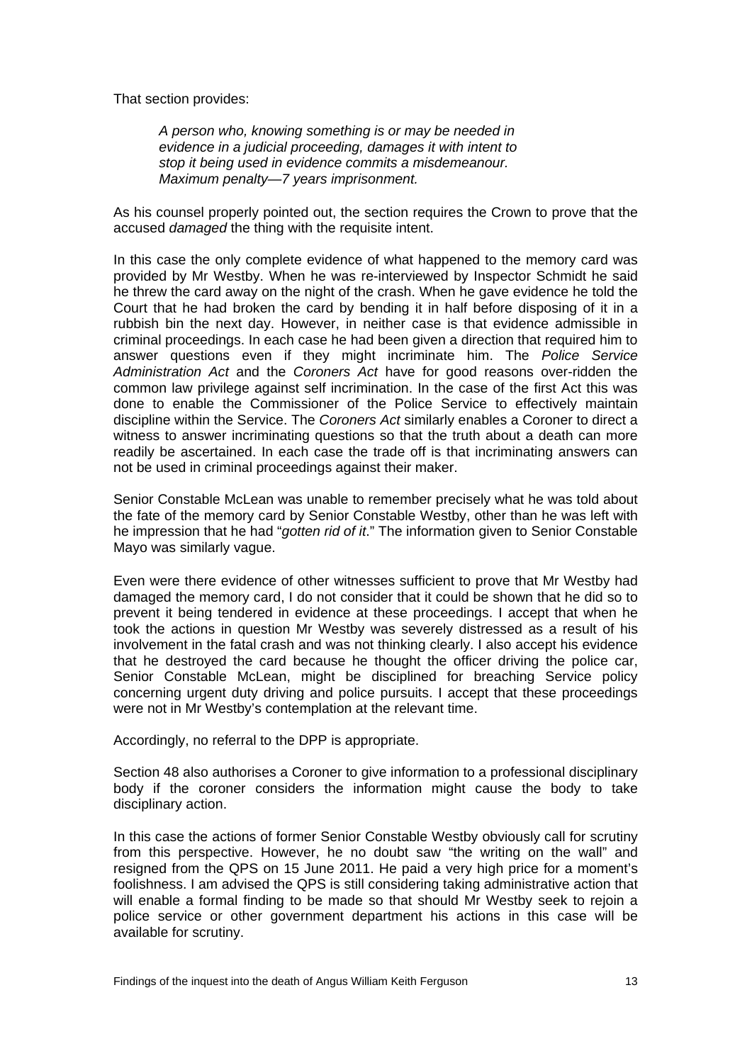That section provides:

> *A person who, knowing something is or may be needed in evidence in a judicial proceeding, damages it with intent to stop it being used in evidence commits a misdemeanour. Maximum penalty—7 years imprisonment.*

As his counsel properly pointed out, the section requires the Crown to prove that the accused *damaged* the thing with the requisite intent.

In this case the only complete evidence of what happened to the memory card was provided by Mr Westby. When he was re-interviewed by Inspector Schmidt he said he threw the card away on the night of the crash. When he gave evidence he told the Court that he had broken the card by bending it in half before disposing of it in a rubbish bin the next day. However, in neither case is that evidence admissible in criminal proceedings. In each case he had been given a direction that required him to answer questions even if they might incriminate him. The *Police Service Administration Act* and the *Coroners Act* have for good reasons over-ridden the common law privilege against self incrimination. In the case of the first Act this was done to enable the Commissioner of the Police Service to effectively maintain discipline within the Service. The *Coroners Act* similarly enables a Coroner to direct a witness to answer incriminating questions so that the truth about a death can more readily be ascertained. In each case the trade off is that incriminating answers can not be used in criminal proceedings against their maker.

Senior Constable McLean was unable to remember precisely what he was told about the fate of the memory card by Senior Constable Westby, other than he was left with he impression that he had "*gotten rid of it*." The information given to Senior Constable Mayo was similarly vague.

Even were there evidence of other witnesses sufficient to prove that Mr Westby had damaged the memory card, I do not consider that it could be shown that he did so to prevent it being tendered in evidence at these proceedings. I accept that when he took the actions in question Mr Westby was severely distressed as a result of his involvement in the fatal crash and was not thinking clearly. I also accept his evidence that he destroyed the card because he thought the officer driving the police car, Senior Constable McLean, might be disciplined for breaching Service policy concerning urgent duty driving and police pursuits. I accept that these proceedings were not in Mr Westby's contemplation at the relevant time.

Accordingly, no referral to the DPP is appropriate.

Section 48 also authorises a Coroner to give information to a professional disciplinary body if the coroner considers the information might cause the body to take disciplinary action.

In this case the actions of former Senior Constable Westby obviously call for scrutiny from this perspective. However, he no doubt saw "the writing on the wall" and resigned from the QPS on 15 June 2011. He paid a very high price for a moment's foolishness. I am advised the QPS is still considering taking administrative action that will enable a formal finding to be made so that should Mr Westby seek to rejoin a police service or other government department his actions in this case will be available for scrutiny.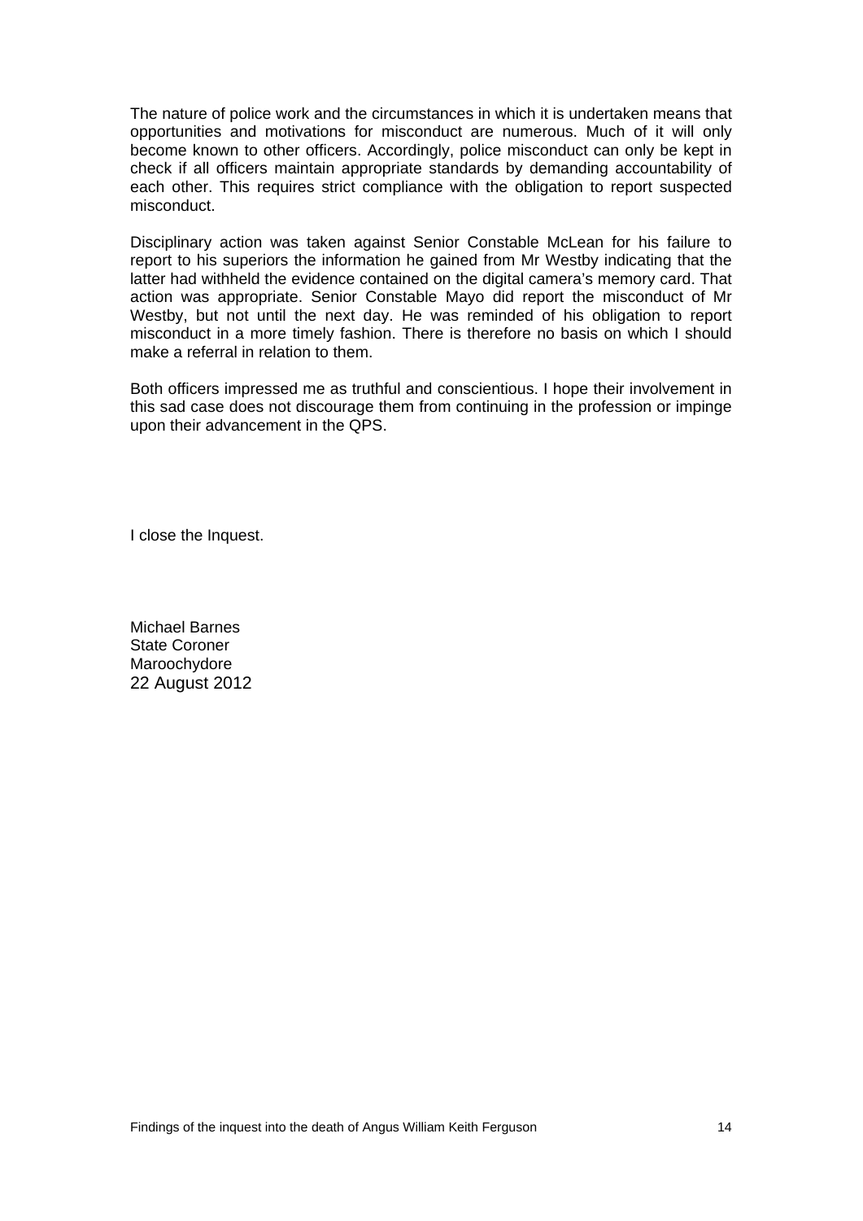The nature of police work and the circumstances in which it is undertaken means that opportunities and motivations for misconduct are numerous. Much of it will only become known to other officers. Accordingly, police misconduct can only be kept in check if all officers maintain appropriate standards by demanding accountability of each other. This requires strict compliance with the obligation to report suspected misconduct.

Disciplinary action was taken against Senior Constable McLean for his failure to report to his superiors the information he gained from Mr Westby indicating that the latter had withheld the evidence contained on the digital camera's memory card. That action was appropriate. Senior Constable Mayo did report the misconduct of Mr Westby, but not until the next day. He was reminded of his obligation to report misconduct in a more timely fashion. There is therefore no basis on which I should make a referral in relation to them.

Both officers impressed me as truthful and conscientious. I hope their involvement in this sad case does not discourage them from continuing in the profession or impinge upon their advancement in the QPS.

I close the Inquest.

Michael Barnes
State Coroner
Maroochydore
22 August 2012